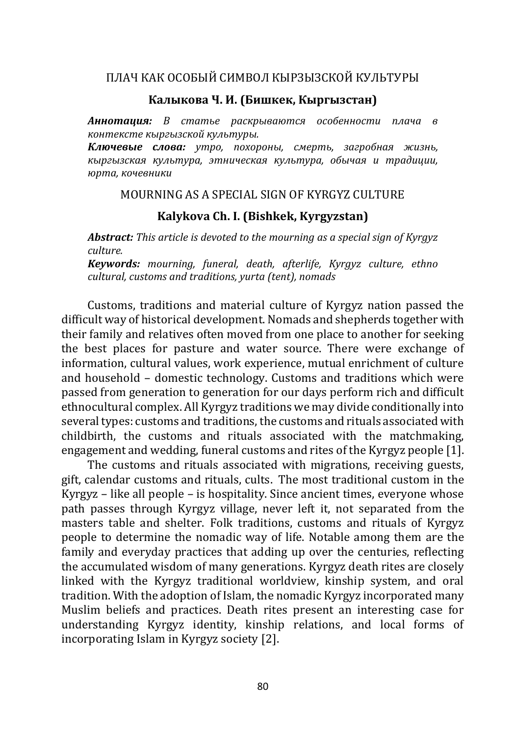# ПЛАЧ КАК ОСОБЫЙ СИМВОЛ КЫРЗЫЗСКОЙ КУЛЬТУРЫ

**Калыкова Ч. И. (Бишкек, Кыргызстан)**

***Аннотация:*** *В статье раскрываются особенности плача в контексте кыргызской культуры.*

***Ключевые слова:*** *утро, похороны, смерть, загробная жизнь, кыргызская культура, этническая культура, обычая и традиции, юрта, кочевники*

# MOURNING AS A SPECIAL SIGN OF KYRGYZ CULTURE

**Kalykova Ch. I. (Bishkek, Kyrgyzstan)**

***Abstract:*** *This article is devoted to the mourning as a special sign of Kyrgyz culture.*

***Keywords:*** *mourning, funeral, death, afterlife, Kyrgyz culture, ethno cultural, customs and traditions, yurta (tent), nomads*

Customs, traditions and material culture of Kyrgyz nation passed the difficult way of historical development. Nomads and shepherds together with their family and relatives often moved from one place to another for seeking the best places for pasture and water source. There were exchange of information, cultural values, work experience, mutual enrichment of culture and household – domestic technology. Customs and traditions which were passed from generation to generation for our days perform rich and difficult ethnocultural complex. All Kyrgyz traditions we may divide conditionally into several types: customs and traditions, the customs and rituals associated with childbirth, the customs and rituals associated with the matchmaking, engagement and wedding, funeral customs and rites of the Kyrgyz people [1].

The customs and rituals associated with migrations, receiving guests, gift, calendar customs and rituals, cults. The most traditional custom in the Kyrgyz – like all people – is hospitality. Since ancient times, everyone whose path passes through Kyrgyz village, never left it, not separated from the masters table and shelter. Folk traditions, customs and rituals of Kyrgyz people to determine the nomadic way of life. Notable among them are the family and everyday practices that adding up over the centuries, reflecting the accumulated wisdom of many generations. Kyrgyz death rites are closely linked with the Kyrgyz traditional worldview, kinship system, and oral tradition. With the adoption of Islam, the nomadic Kyrgyz incorporated many Muslim beliefs and practices. Death rites present an interesting case for understanding Kyrgyz identity, kinship relations, and local forms of incorporating Islam in Kyrgyz society [2].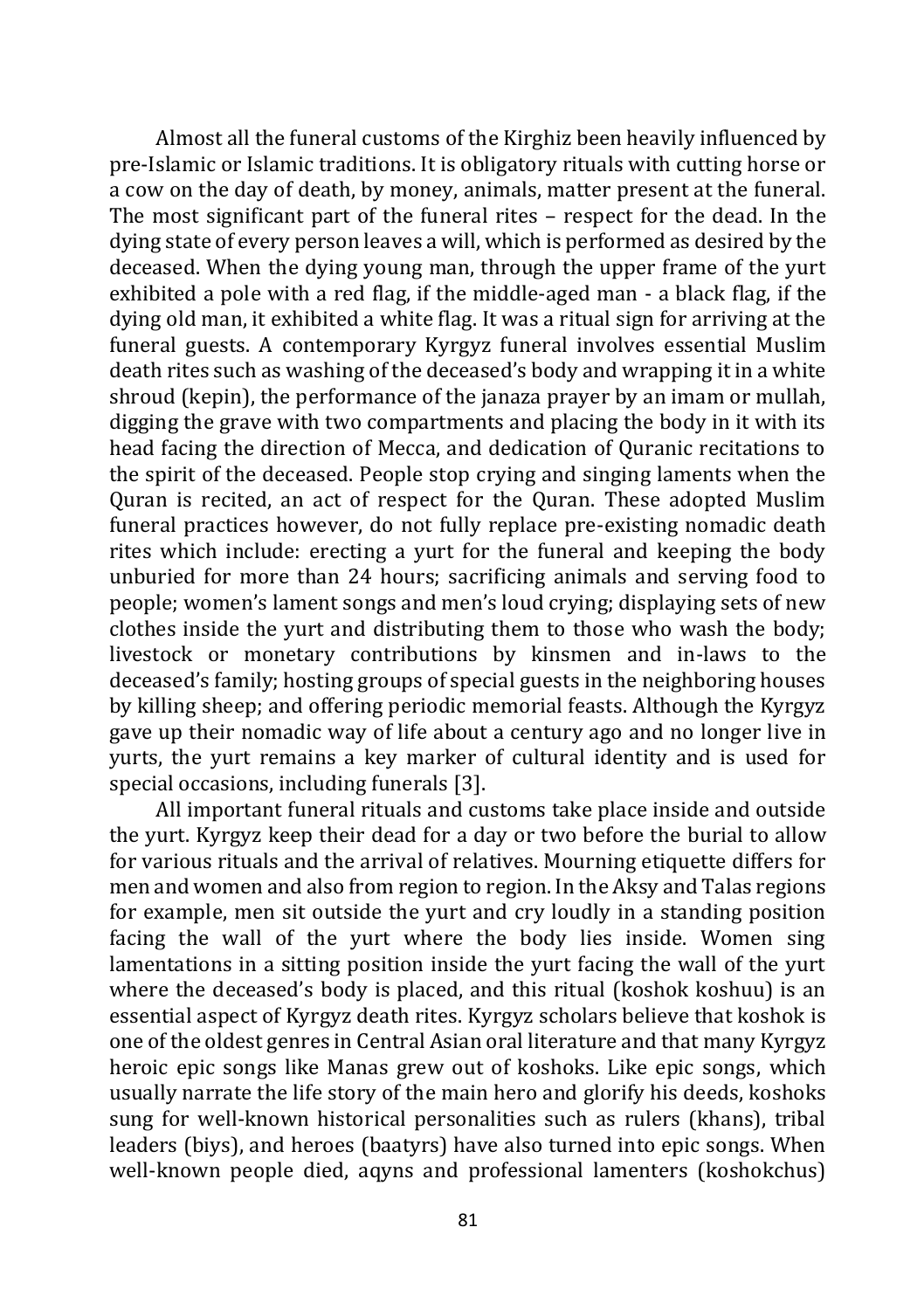Almost all the funeral customs of the Kirghiz been heavily influenced by pre-Islamic or Islamic traditions. It is obligatory rituals with cutting horse or a cow on the day of death, by money, animals, matter present at the funeral. The most significant part of the funeral rites – respect for the dead. In the dying state of every person leaves a will, which is performed as desired by the deceased. When the dying young man, through the upper frame of the yurt exhibited a pole with a red flag, if the middle-aged man - a black flag, if the dying old man, it exhibited a white flag. It was a ritual sign for arriving at the funeral guests. A contemporary Kyrgyz funeral involves essential Muslim death rites such as washing of the deceased's body and wrapping it in a white shroud (kepin), the performance of the janaza prayer by an imam or mullah, digging the grave with two compartments and placing the body in it with its head facing the direction of Mecca, and dedication of Quranic recitations to the spirit of the deceased. People stop crying and singing laments when the Quran is recited, an act of respect for the Quran. These adopted Muslim funeral practices however, do not fully replace pre-existing nomadic death rites which include: erecting a yurt for the funeral and keeping the body unburied for more than 24 hours; sacrificing animals and serving food to people; women's lament songs and men's loud crying; displaying sets of new clothes inside the yurt and distributing them to those who wash the body; livestock or monetary contributions by kinsmen and in-laws to the deceased's family; hosting groups of special guests in the neighboring houses by killing sheep; and offering periodic memorial feasts. Although the Kyrgyz gave up their nomadic way of life about a century ago and no longer live in yurts, the yurt remains a key marker of cultural identity and is used for special occasions, including funerals [3].

All important funeral rituals and customs take place inside and outside the yurt. Kyrgyz keep their dead for a day or two before the burial to allow for various rituals and the arrival of relatives. Mourning etiquette differs for men and women and also from region to region. In the Aksy and Talas regions for example, men sit outside the yurt and cry loudly in a standing position facing the wall of the yurt where the body lies inside. Women sing lamentations in a sitting position inside the yurt facing the wall of the yurt where the deceased's body is placed, and this ritual (koshok koshuu) is an essential aspect of Kyrgyz death rites. Kyrgyz scholars believe that koshok is one of the oldest genres in Central Asian oral literature and that many Kyrgyz heroic epic songs like Manas grew out of koshoks. Like epic songs, which usually narrate the life story of the main hero and glorify his deeds, koshoks sung for well-known historical personalities such as rulers (khans), tribal leaders (biys), and heroes (baatyrs) have also turned into epic songs. When well-known people died, aqyns and professional lamenters (koshokchus)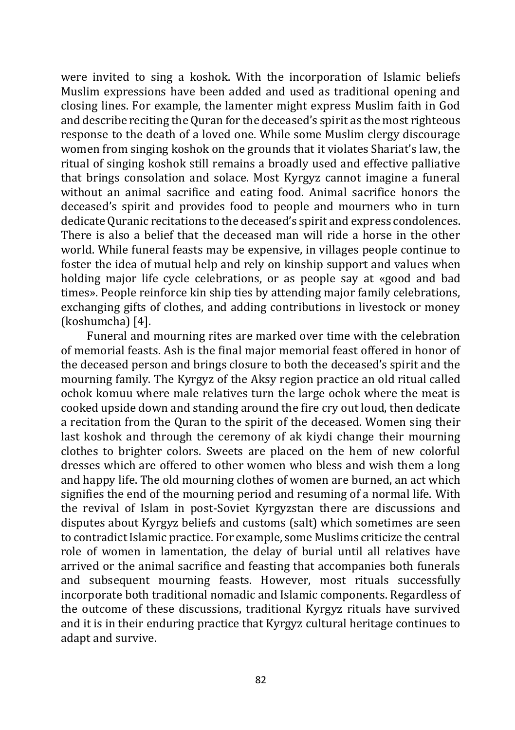were invited to sing a koshok. With the incorporation of Islamic beliefs Muslim expressions have been added and used as traditional opening and closing lines. For example, the lamenter might express Muslim faith in God and describe reciting the Quran for the deceased's spirit as the most righteous response to the death of a loved one. While some Muslim clergy discourage women from singing koshok on the grounds that it violates Shariat's law, the ritual of singing koshok still remains a broadly used and effective palliative that brings consolation and solace. Most Kyrgyz cannot imagine a funeral without an animal sacrifice and eating food. Animal sacrifice honors the deceased's spirit and provides food to people and mourners who in turn dedicate Quranic recitations to the deceased's spirit and express condolences. There is also a belief that the deceased man will ride a horse in the other world. While funeral feasts may be expensive, in villages people continue to foster the idea of mutual help and rely on kinship support and values when holding major life cycle celebrations, or as people say at «good and bad times». People reinforce kin ship ties by attending major family celebrations, exchanging gifts of clothes, and adding contributions in livestock or money (koshumcha) [4].

Funeral and mourning rites are marked over time with the celebration of memorial feasts. Ash is the final major memorial feast offered in honor of the deceased person and brings closure to both the deceased's spirit and the mourning family. The Kyrgyz of the Aksy region practice an old ritual called ochok komuu where male relatives turn the large ochok where the meat is cooked upside down and standing around the fire cry out loud, then dedicate a recitation from the Quran to the spirit of the deceased. Women sing their last koshok and through the ceremony of ak kiydi change their mourning clothes to brighter colors. Sweets are placed on the hem of new colorful dresses which are offered to other women who bless and wish them a long and happy life. The old mourning clothes of women are burned, an act which signifies the end of the mourning period and resuming of a normal life. With the revival of Islam in post-Soviet Kyrgyzstan there are discussions and disputes about Kyrgyz beliefs and customs (salt) which sometimes are seen to contradict Islamic practice. For example, some Muslims criticize the central role of women in lamentation, the delay of burial until all relatives have arrived or the animal sacrifice and feasting that accompanies both funerals and subsequent mourning feasts. However, most rituals successfully incorporate both traditional nomadic and Islamic components. Regardless of the outcome of these discussions, traditional Kyrgyz rituals have survived and it is in their enduring practice that Kyrgyz cultural heritage continues to adapt and survive.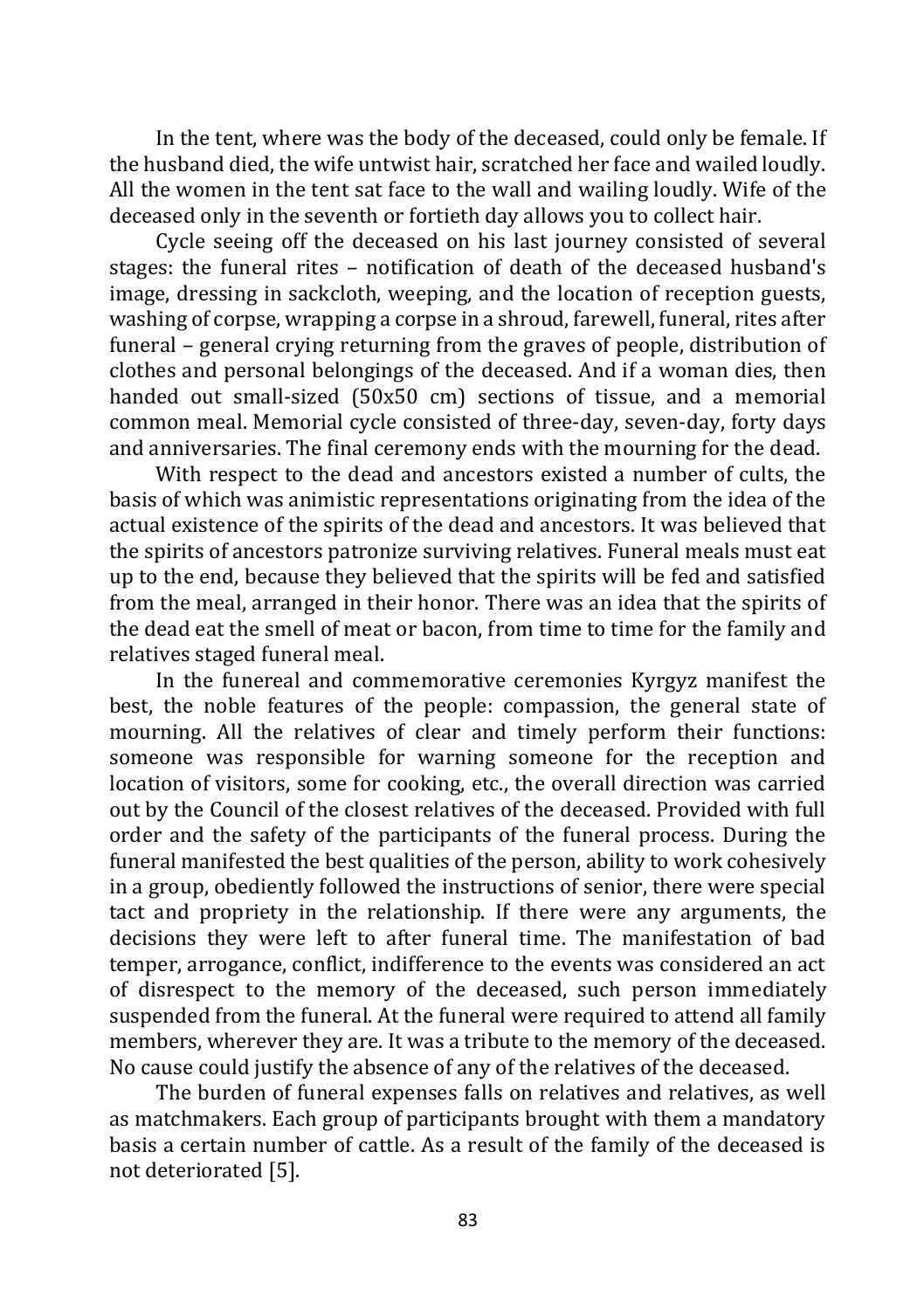In the tent, where was the body of the deceased, could only be female. If the husband died, the wife untwist hair, scratched her face and wailed loudly. All the women in the tent sat face to the wall and wailing loudly. Wife of the deceased only in the seventh or fortieth day allows you to collect hair.

Cycle seeing off the deceased on his last journey consisted of several stages: the funeral rites – notification of death of the deceased husband's image, dressing in sackcloth, weeping, and the location of reception guests, washing of corpse, wrapping a corpse in a shroud, farewell, funeral, rites after funeral – general crying returning from the graves of people, distribution of clothes and personal belongings of the deceased. And if a woman dies, then handed out small-sized (50x50 cm) sections of tissue, and a memorial common meal. Memorial cycle consisted of three-day, seven-day, forty days and anniversaries. The final ceremony ends with the mourning for the dead.

With respect to the dead and ancestors existed a number of cults, the basis of which was animistic representations originating from the idea of the actual existence of the spirits of the dead and ancestors. It was believed that the spirits of ancestors patronize surviving relatives. Funeral meals must eat up to the end, because they believed that the spirits will be fed and satisfied from the meal, arranged in their honor. There was an idea that the spirits of the dead eat the smell of meat or bacon, from time to time for the family and relatives staged funeral meal.

In the funereal and commemorative ceremonies Kyrgyz manifest the best, the noble features of the people: compassion, the general state of mourning. All the relatives of clear and timely perform their functions: someone was responsible for warning someone for the reception and location of visitors, some for cooking, etc., the overall direction was carried out by the Council of the closest relatives of the deceased. Provided with full order and the safety of the participants of the funeral process. During the funeral manifested the best qualities of the person, ability to work cohesively in a group, obediently followed the instructions of senior, there were special tact and propriety in the relationship. If there were any arguments, the decisions they were left to after funeral time. The manifestation of bad temper, arrogance, conflict, indifference to the events was considered an act of disrespect to the memory of the deceased, such person immediately suspended from the funeral. At the funeral were required to attend all family members, wherever they are. It was a tribute to the memory of the deceased. No cause could justify the absence of any of the relatives of the deceased.

The burden of funeral expenses falls on relatives and relatives, as well as matchmakers. Each group of participants brought with them a mandatory basis a certain number of cattle. As a result of the family of the deceased is not deteriorated [5].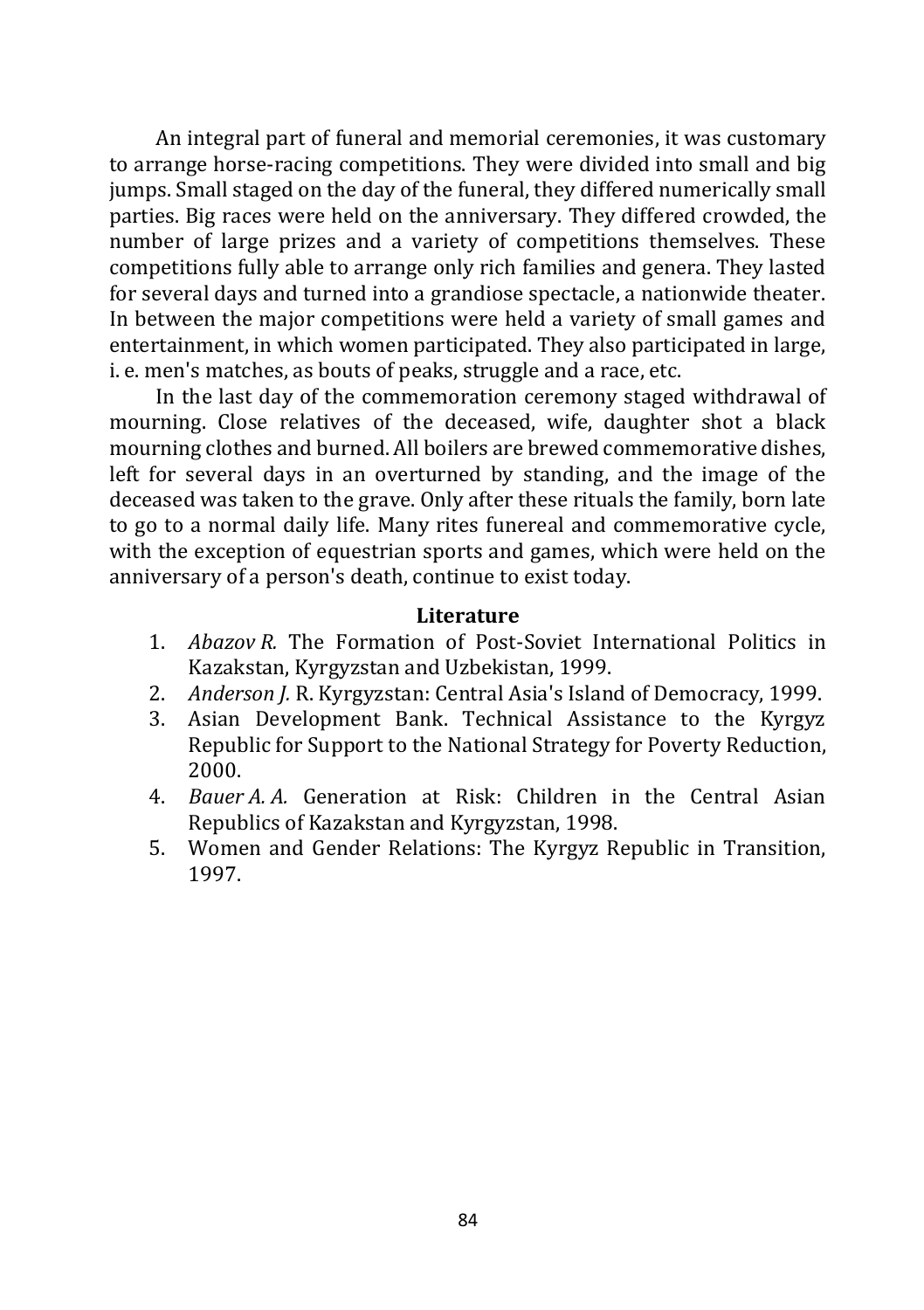An integral part of funeral and memorial ceremonies, it was customary to arrange horse-racing competitions. They were divided into small and big jumps. Small staged on the day of the funeral, they differed numerically small parties. Big races were held on the anniversary. They differed crowded, the number of large prizes and a variety of competitions themselves. These competitions fully able to arrange only rich families and genera. They lasted for several days and turned into a grandiose spectacle, a nationwide theater. In between the major competitions were held a variety of small games and entertainment, in which women participated. They also participated in large, i. e. men's matches, as bouts of peaks, struggle and a race, etc.

In the last day of the commemoration ceremony staged withdrawal of mourning. Close relatives of the deceased, wife, daughter shot a black mourning clothes and burned. All boilers are brewed commemorative dishes, left for several days in an overturned by standing, and the image of the deceased was taken to the grave. Only after these rituals the family, born late to go to a normal daily life. Many rites funereal and commemorative cycle, with the exception of equestrian sports and games, which were held on the anniversary of a person's death, continue to exist today.

**Literature**

1. *Abazov R.* The Formation of Post-Soviet International Politics in Kazakstan, Kyrgyzstan and Uzbekistan, 1999.
2. *Anderson J.* R. Kyrgyzstan: Central Asia's Island of Democracy, 1999.
3. Asian Development Bank. Technical Assistance to the Kyrgyz Republic for Support to the National Strategy for Poverty Reduction, 2000.
4. *Bauer A. A.* Generation at Risk: Children in the Central Asian Republics of Kazakstan and Kyrgyzstan, 1998.
5. Women and Gender Relations: The Kyrgyz Republic in Transition, 1997.